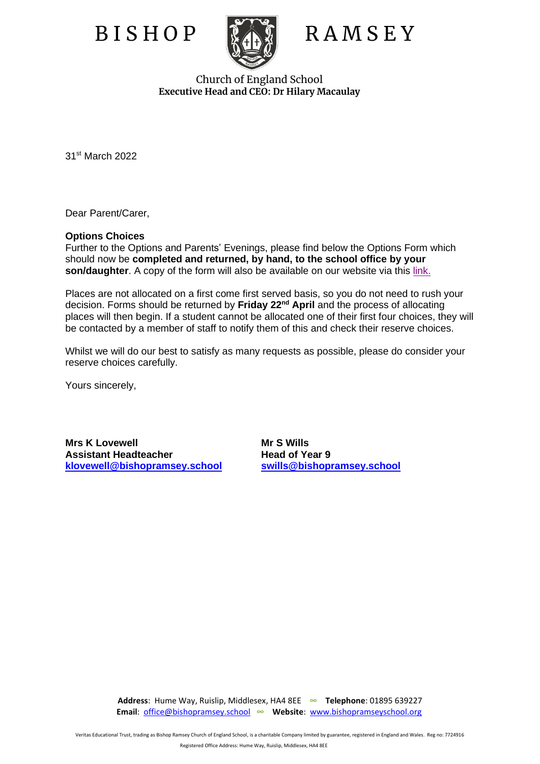BISHOP RAMSEY

Church of England School
**Executive Head and CEO: Dr Hilary Macaulay**

31st March 2022

Dear Parent/Carer,

**Options Choices**
Further to the Options and Parents' Evenings, please find below the Options Form which should now be **completed and returned, by hand, to the school office by your son/daughter**. A copy of the form will also be available on our website via this link.

Places are not allocated on a first come first served basis, so you do not need to rush your decision. Forms should be returned by **Friday 22nd April** and the process of allocating places will then begin. If a student cannot be allocated one of their first four choices, they will be contacted by a member of staff to notify them of this and check their reserve choices.

Whilst we will do our best to satisfy as many requests as possible, please do consider your reserve choices carefully.

Yours sincerely,

**Mrs K Lovewell**
**Assistant Headteacher**
**klovewell@bishopramsey.school**

**Mr S Wills**
**Head of Year 9**
**swills@bishopramsey.school**

**Address**: Hume Way, Ruislip, Middlesex, HA4 8EE **Telephone**: 01895 639227
**Email**: office@bishopramsey.school **Website**: www.bishopramseyschool.org

Veritas Educational Trust, trading as Bishop Ramsey Church of England School, is a charitable Company limited by guarantee, registered in England and Wales. Reg no: 7724916
Registered Office Address: Hume Way, Ruislip, Middlesex, HA4 8EE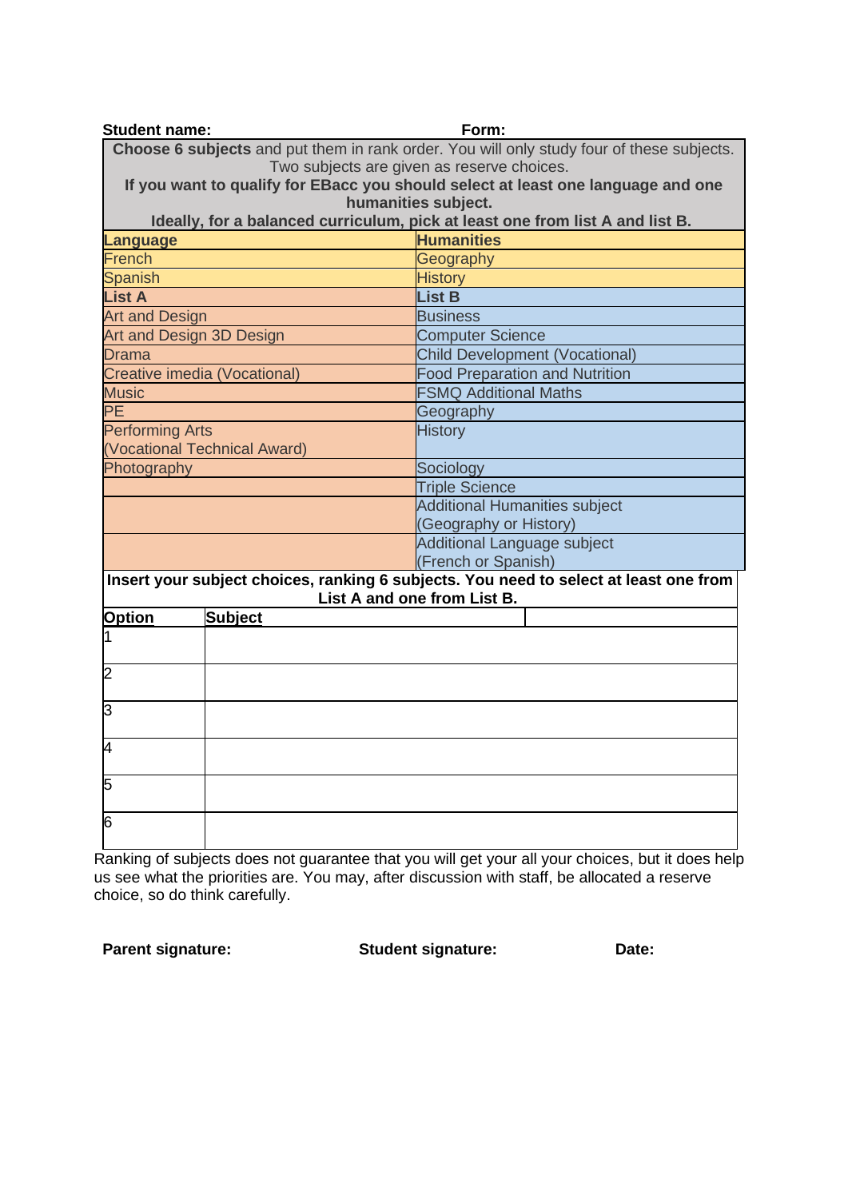**Student name:** **Form:**

| | |
|---|---|
| **Choose 6 subjects** and put them in rank order. You will only study four of these subjects. Two subjects are given as reserve choices. **If you want to qualify for EBacc you should select at least one language and one humanities subject. Ideally, for a balanced curriculum, pick at least one from list A and list B.** | |
| **Language** | **Humanities** |
| French | Geography |
| Spanish | History |
| **List A** | **List B** |
| Art and Design | Business |
| Art and Design 3D Design | Computer Science |
| Drama | Child Development (Vocational) |
| Creative imedia (Vocational) | Food Preparation and Nutrition |
| Music | FSMQ Additional Maths |
| PE | Geography |
| Performing Arts (Vocational Technical Award) | History |
| Photography | Sociology |
| | Triple Science |
| | Additional Humanities subject (Geography or History) |
| | Additional Language subject (French or Spanish) |

**Insert your subject choices, ranking 6 subjects. You need to select at least one from List A and one from List B.**

| Option | Subject | |
|---|---|---|
| 1 | | |
| 2 | | |
| 3 | | |
| 4 | | |
| 5 | | |
| 6 | | |

Ranking of subjects does not guarantee that you will get your all your choices, but it does help us see what the priorities are. You may, after discussion with staff, be allocated a reserve choice, so do think carefully.

**Parent signature:** **Student signature:** **Date:**